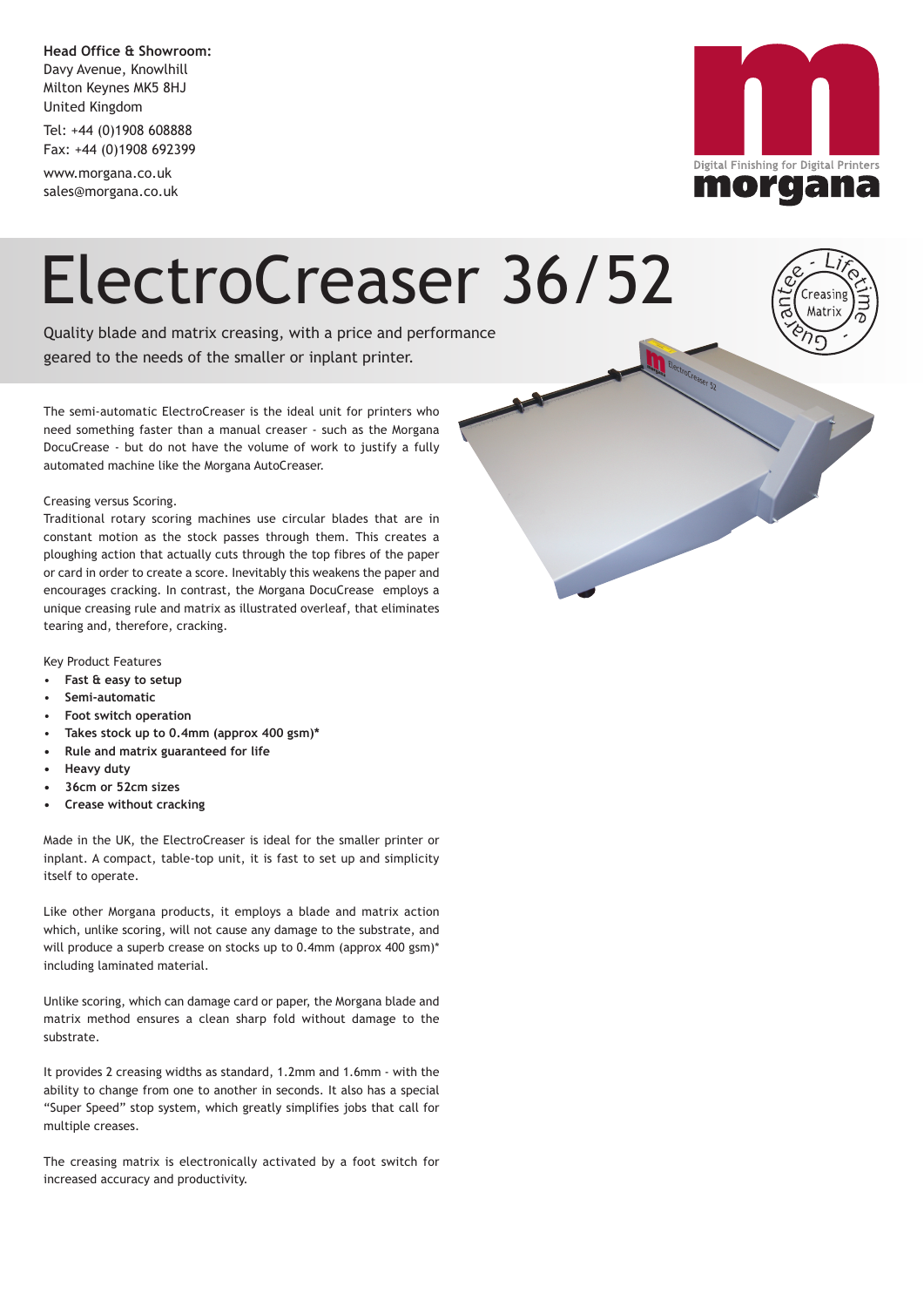**Head Office & Showroom:**
Davy Avenue, Knowlhill
Milton Keynes MK5 8HJ
United Kingdom

Tel: +44 (0)1908 608888
Fax: +44 (0)1908 692399

www.morgana.co.uk
sales@morgana.co.uk

Digital Finishing for Digital Printers
morgana

# ElectroCreaser 36/52

Lifetime - Guarantee - Creasing Matrix

Quality blade and matrix creasing, with a price and performance geared to the needs of the smaller or inplant printer.

The semi-automatic ElectroCreaser is the ideal unit for printers who need something faster than a manual creaser - such as the Morgana DocuCrease - but do not have the volume of work to justify a fully automated machine like the Morgana AutoCreaser.

Creasing versus Scoring.
Traditional rotary scoring machines use circular blades that are in constant motion as the stock passes through them. This creates a ploughing action that actually cuts through the top fibres of the paper or card in order to create a score. Inevitably this weakens the paper and encourages cracking. In contrast, the Morgana DocuCrease employs a unique creasing rule and matrix as illustrated overleaf, that eliminates tearing and, therefore, cracking.

Key Product Features

- **Fast & easy to setup**
- **Semi-automatic**
- **Foot switch operation**
- **Takes stock up to 0.4mm (approx 400 gsm)***
- **Rule and matrix guaranteed for life**
- **Heavy duty**
- **36cm or 52cm sizes**
- **Crease without cracking**

Made in the UK, the ElectroCreaser is ideal for the smaller printer or inplant. A compact, table-top unit, it is fast to set up and simplicity itself to operate.

Like other Morgana products, it employs a blade and matrix action which, unlike scoring, will not cause any damage to the substrate, and will produce a superb crease on stocks up to 0.4mm (approx 400 gsm)* including laminated material.

Unlike scoring, which can damage card or paper, the Morgana blade and matrix method ensures a clean sharp fold without damage to the substrate.

It provides 2 creasing widths as standard, 1.2mm and 1.6mm - with the ability to change from one to another in seconds. It also has a special "Super Speed" stop system, which greatly simplifies jobs that call for multiple creases.

The creasing matrix is electronically activated by a foot switch for increased accuracy and productivity.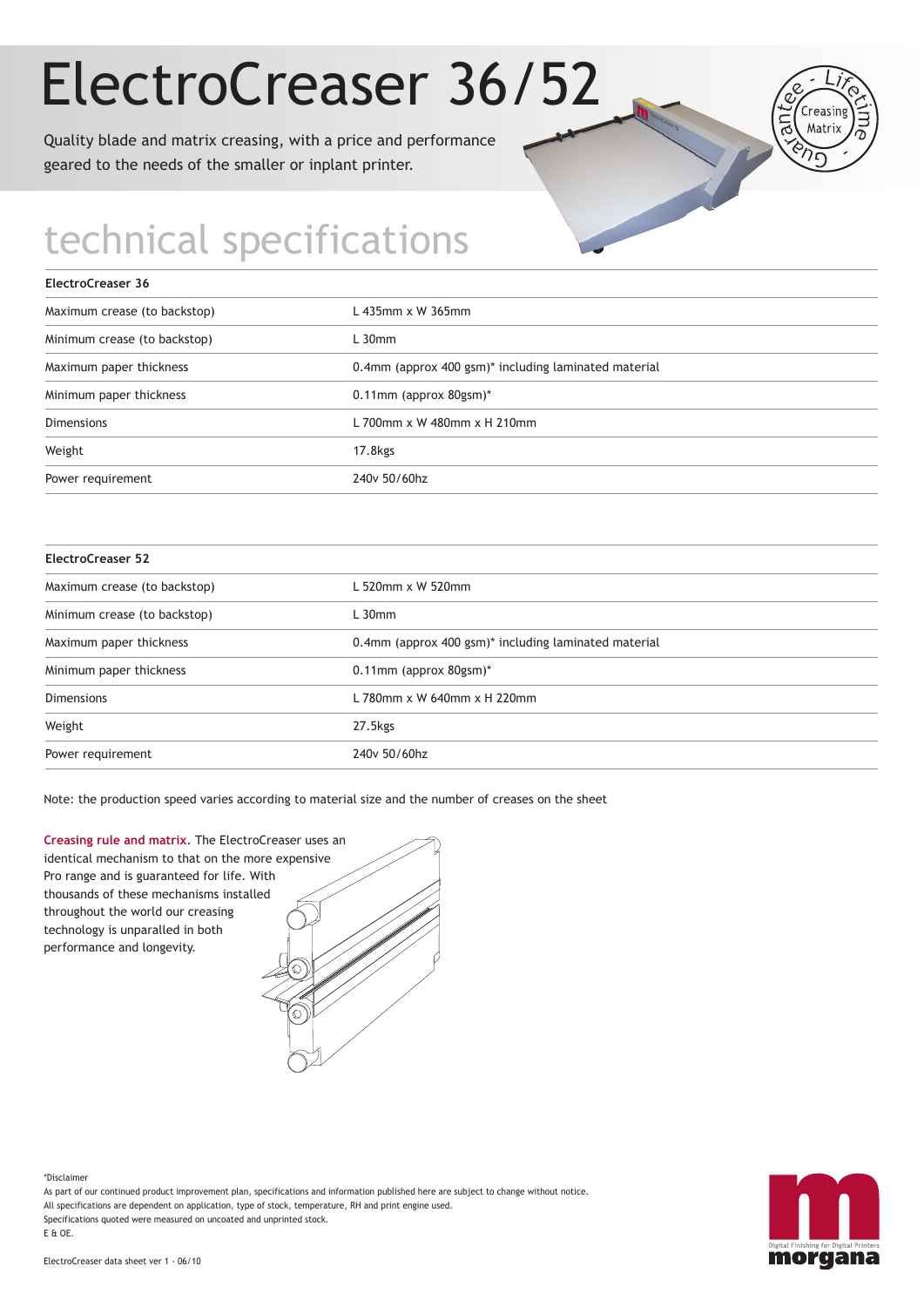# ElectroCreaser 36/52

Quality blade and matrix creasing, with a price and performance geared to the needs of the smaller or inplant printer.

Lifetime Guarantee - Creasing Matrix

## technical specifications

| ElectroCreaser 36 | |
|---|---|
| Maximum crease (to backstop) | L 435mm x W 365mm |
| Minimum crease (to backstop) | L 30mm |
| Maximum paper thickness | 0.4mm (approx 400 gsm)* including laminated material |
| Minimum paper thickness | 0.11mm (approx 80gsm)* |
| Dimensions | L 700mm x W 480mm x H 210mm |
| Weight | 17.8kgs |
| Power requirement | 240v 50/60hz |

| ElectroCreaser 52 | |
|---|---|
| Maximum crease (to backstop) | L 520mm x W 520mm |
| Minimum crease (to backstop) | L 30mm |
| Maximum paper thickness | 0.4mm (approx 400 gsm)* including laminated material |
| Minimum paper thickness | 0.11mm (approx 80gsm)* |
| Dimensions | L 780mm x W 640mm x H 220mm |
| Weight | 27.5kgs |
| Power requirement | 240v 50/60hz |

Note: the production speed varies according to material size and the number of creases on the sheet

**Creasing rule and matrix.** The ElectroCreaser uses an identical mechanism to that on the more expensive Pro range and is guaranteed for life. With thousands of these mechanisms installed throughout the world our creasing technology is unparalled in both performance and longevity.

*Disclaimer
As part of our continued product improvement plan, specifications and information published here are subject to change without notice.
All specifications are dependent on application, type of stock, temperature, RH and print engine used.
Specifications quoted were measured on uncoated and unprinted stock.
E & OE.

ElectroCreaser data sheet ver 1 - 06/10

Digital Finishing for Digital Printers
morgana